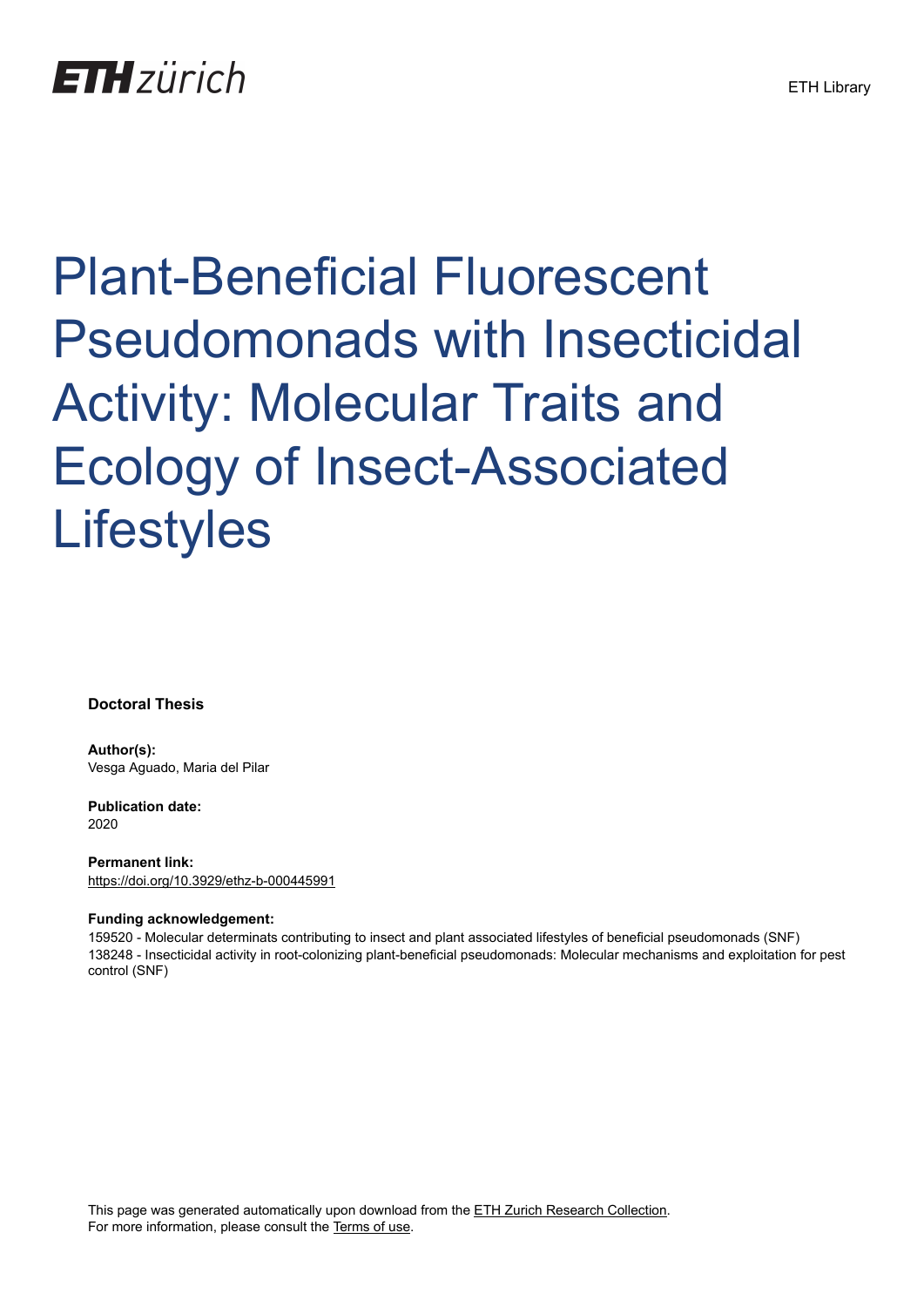ETH zürich

ETH Library

# Plant-Beneficial Fluorescent Pseudomonads with Insecticidal Activity: Molecular Traits and Ecology of Insect-Associated Lifestyles

**Doctoral Thesis**

**Author(s):**
Vesga Aguado, Maria del Pilar

**Publication date:**
2020

**Permanent link:**
https://doi.org/10.3929/ethz-b-000445991

**Funding acknowledgement:**
159520 - Molecular determinats contributing to insect and plant associated lifestyles of beneficial pseudomonads (SNF)
138248 - Insecticidal activity in root-colonizing plant-beneficial pseudomonads: Molecular mechanisms and exploitation for pest control (SNF)

This page was generated automatically upon download from the ETH Zurich Research Collection.
For more information, please consult the Terms of use.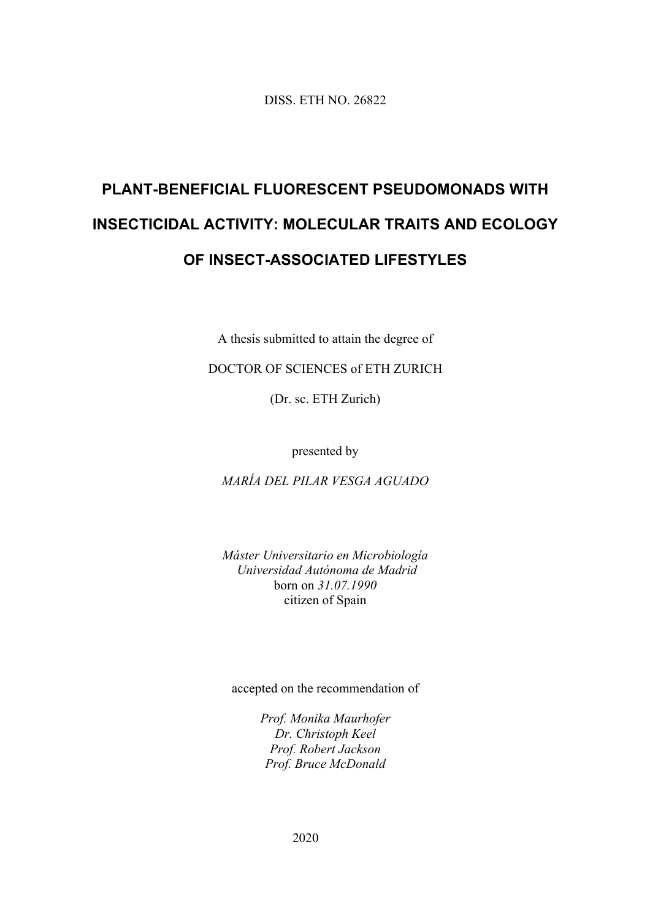DISS. ETH NO. 26822

# PLANT-BENEFICIAL FLUORESCENT PSEUDOMONADS WITH INSECTICIDAL ACTIVITY: MOLECULAR TRAITS AND ECOLOGY OF INSECT-ASSOCIATED LIFESTYLES

A thesis submitted to attain the degree of

DOCTOR OF SCIENCES of ETH ZURICH

(Dr. sc. ETH Zurich)

presented by

*MARÍA DEL PILAR VESGA AGUADO*

*Máster Universitario en Microbiología*
*Universidad Autónoma de Madrid*
born on *31.07.1990*
citizen of Spain

accepted on the recommendation of

*Prof. Monika Maurhofer*
*Dr. Christoph Keel*
*Prof. Robert Jackson*
*Prof. Bruce McDonald*

2020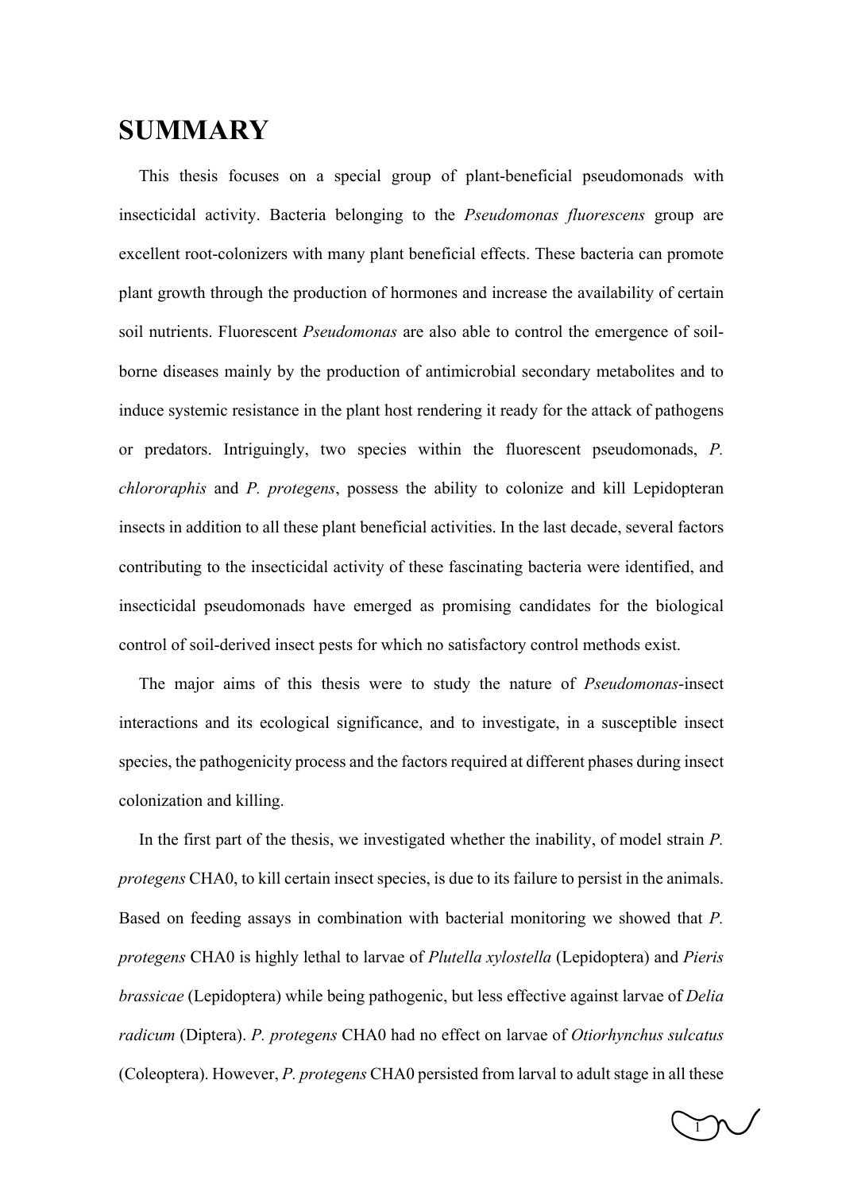# SUMMARY

This thesis focuses on a special group of plant-beneficial pseudomonads with insecticidal activity. Bacteria belonging to the *Pseudomonas fluorescens* group are excellent root-colonizers with many plant beneficial effects. These bacteria can promote plant growth through the production of hormones and increase the availability of certain soil nutrients. Fluorescent *Pseudomonas* are also able to control the emergence of soil-borne diseases mainly by the production of antimicrobial secondary metabolites and to induce systemic resistance in the plant host rendering it ready for the attack of pathogens or predators. Intriguingly, two species within the fluorescent pseudomonads, *P. chlororaphis* and *P. protegens*, possess the ability to colonize and kill Lepidopteran insects in addition to all these plant beneficial activities. In the last decade, several factors contributing to the insecticidal activity of these fascinating bacteria were identified, and insecticidal pseudomonads have emerged as promising candidates for the biological control of soil-derived insect pests for which no satisfactory control methods exist.

The major aims of this thesis were to study the nature of *Pseudomonas*-insect interactions and its ecological significance, and to investigate, in a susceptible insect species, the pathogenicity process and the factors required at different phases during insect colonization and killing.

In the first part of the thesis, we investigated whether the inability, of model strain *P. protegens* CHA0, to kill certain insect species, is due to its failure to persist in the animals. Based on feeding assays in combination with bacterial monitoring we showed that *P. protegens* CHA0 is highly lethal to larvae of *Plutella xylostella* (Lepidoptera) and *Pieris brassicae* (Lepidoptera) while being pathogenic, but less effective against larvae of *Delia radicum* (Diptera). *P. protegens* CHA0 had no effect on larvae of *Otiorhynchus sulcatus* (Coleoptera). However, *P. protegens* CHA0 persisted from larval to adult stage in all these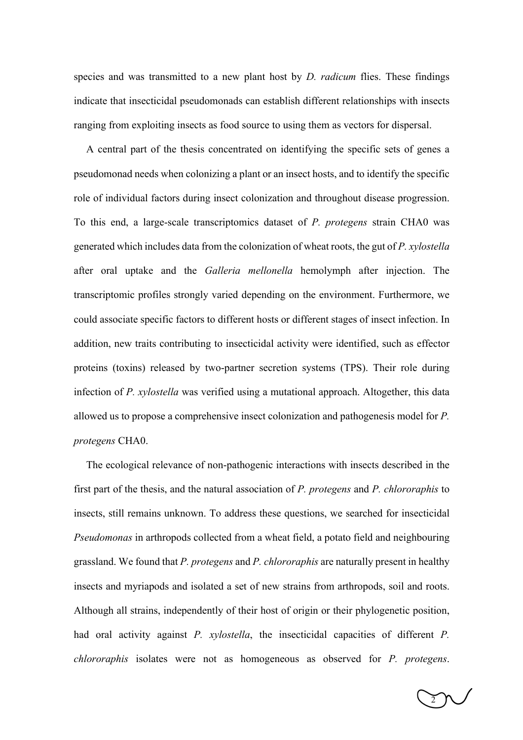species and was transmitted to a new plant host by *D. radicum* flies. These findings indicate that insecticidal pseudomonads can establish different relationships with insects ranging from exploiting insects as food source to using them as vectors for dispersal.

A central part of the thesis concentrated on identifying the specific sets of genes a pseudomonad needs when colonizing a plant or an insect hosts, and to identify the specific role of individual factors during insect colonization and throughout disease progression. To this end, a large-scale transcriptomics dataset of *P. protegens* strain CHA0 was generated which includes data from the colonization of wheat roots, the gut of *P. xylostella* after oral uptake and the *Galleria mellonella* hemolymph after injection. The transcriptomic profiles strongly varied depending on the environment. Furthermore, we could associate specific factors to different hosts or different stages of insect infection. In addition, new traits contributing to insecticidal activity were identified, such as effector proteins (toxins) released by two-partner secretion systems (TPS). Their role during infection of *P. xylostella* was verified using a mutational approach. Altogether, this data allowed us to propose a comprehensive insect colonization and pathogenesis model for *P. protegens* CHA0.

The ecological relevance of non-pathogenic interactions with insects described in the first part of the thesis, and the natural association of *P. protegens* and *P. chlororaphis* to insects, still remains unknown. To address these questions, we searched for insecticidal *Pseudomonas* in arthropods collected from a wheat field, a potato field and neighbouring grassland. We found that *P. protegens* and *P. chlororaphis* are naturally present in healthy insects and myriapods and isolated a set of new strains from arthropods, soil and roots. Although all strains, independently of their host of origin or their phylogenetic position, had oral activity against *P. xylostella*, the insecticidal capacities of different *P. chlororaphis* isolates were not as homogeneous as observed for *P. protegens*.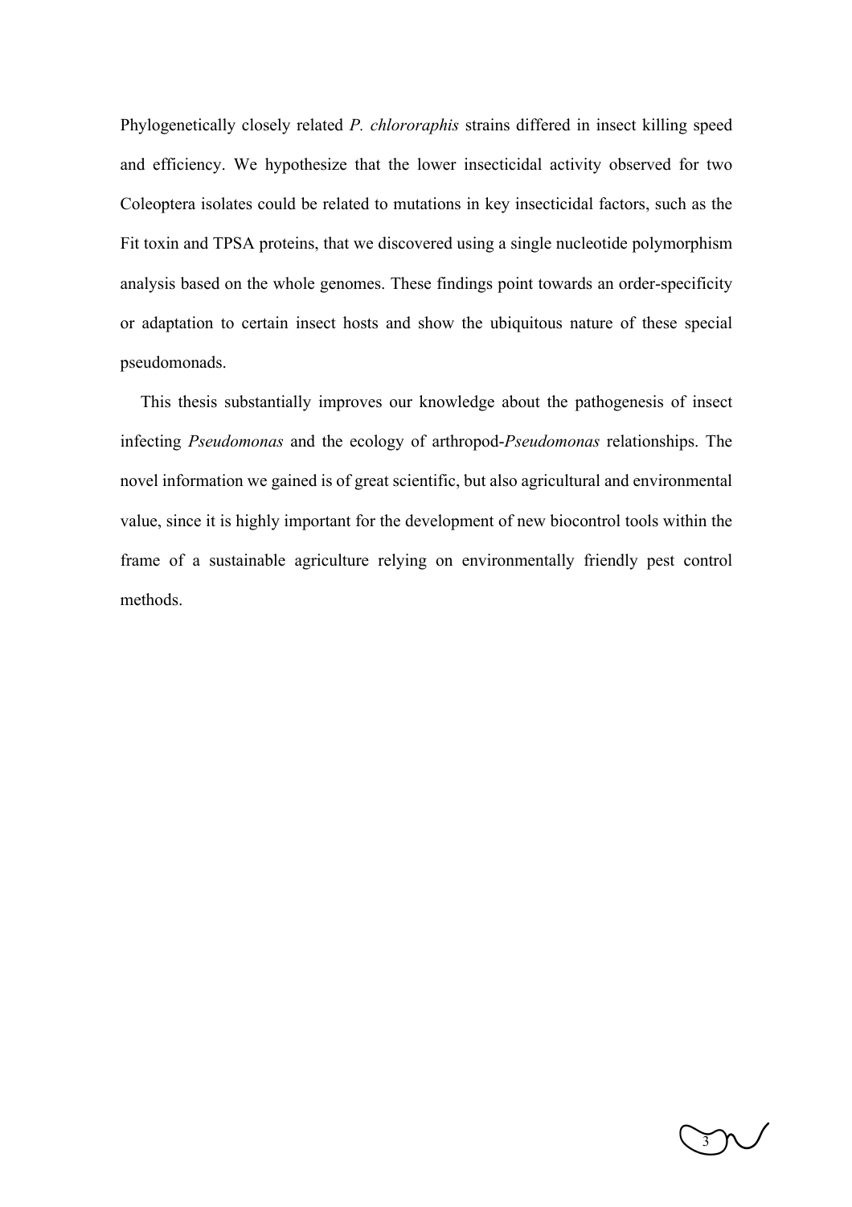Phylogenetically closely related *P. chlororaphis* strains differed in insect killing speed and efficiency. We hypothesize that the lower insecticidal activity observed for two Coleoptera isolates could be related to mutations in key insecticidal factors, such as the Fit toxin and TPSA proteins, that we discovered using a single nucleotide polymorphism analysis based on the whole genomes. These findings point towards an order-specificity or adaptation to certain insect hosts and show the ubiquitous nature of these special pseudomonads.

This thesis substantially improves our knowledge about the pathogenesis of insect infecting *Pseudomonas* and the ecology of arthropod-*Pseudomonas* relationships. The novel information we gained is of great scientific, but also agricultural and environmental value, since it is highly important for the development of new biocontrol tools within the frame of a sustainable agriculture relying on environmentally friendly pest control methods.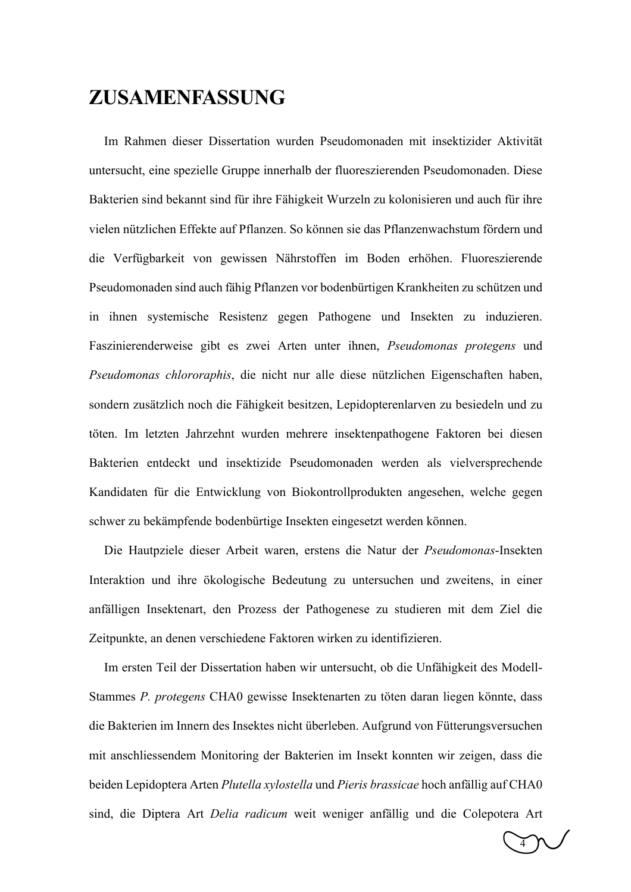# ZUSAMENFASSUNG

Im Rahmen dieser Dissertation wurden Pseudomonaden mit insektizider Aktivität untersucht, eine spezielle Gruppe innerhalb der fluoreszierenden Pseudomonaden. Diese Bakterien sind bekannt sind für ihre Fähigkeit Wurzeln zu kolonisieren und auch für ihre vielen nützlichen Effekte auf Pflanzen. So können sie das Pflanzenwachstum fördern und die Verfügbarkeit von gewissen Nährstoffen im Boden erhöhen. Fluoreszierende Pseudomonaden sind auch fähig Pflanzen vor bodenbürtigen Krankheiten zu schützen und in ihnen systemische Resistenz gegen Pathogene und Insekten zu induzieren. Faszinierenderweise gibt es zwei Arten unter ihnen, *Pseudomonas protegens* und *Pseudomonas chlororaphis*, die nicht nur alle diese nützlichen Eigenschaften haben, sondern zusätzlich noch die Fähigkeit besitzen, Lepidopterenlarven zu besiedeln und zu töten. Im letzten Jahrzehnt wurden mehrere insektenpathogene Faktoren bei diesen Bakterien entdeckt und insektizide Pseudomonaden werden als vielversprechende Kandidaten für die Entwicklung von Biokontrollprodukten angesehen, welche gegen schwer zu bekämpfende bodenbürtige Insekten eingesetzt werden können.

Die Hauptziele dieser Arbeit waren, erstens die Natur der *Pseudomonas*-Insekten Interaktion und ihre ökologische Bedeutung zu untersuchen und zweitens, in einer anfälligen Insektenart, den Prozess der Pathogenese zu studieren mit dem Ziel die Zeitpunkte, an denen verschiedene Faktoren wirken zu identifizieren.

Im ersten Teil der Dissertation haben wir untersucht, ob die Unfähigkeit des Modell-Stammes *P. protegens* CHA0 gewisse Insektenarten zu töten daran liegen könnte, dass die Bakterien im Innern des Insektes nicht überleben. Aufgrund von Fütterungsversuchen mit anschliessendem Monitoring der Bakterien im Insekt konnten wir zeigen, dass die beiden Lepidoptera Arten *Plutella xylostella* und *Pieris brassicae* hoch anfällig auf CHA0 sind, die Diptera Art *Delia radicum* weit weniger anfällig und die Colepotera Art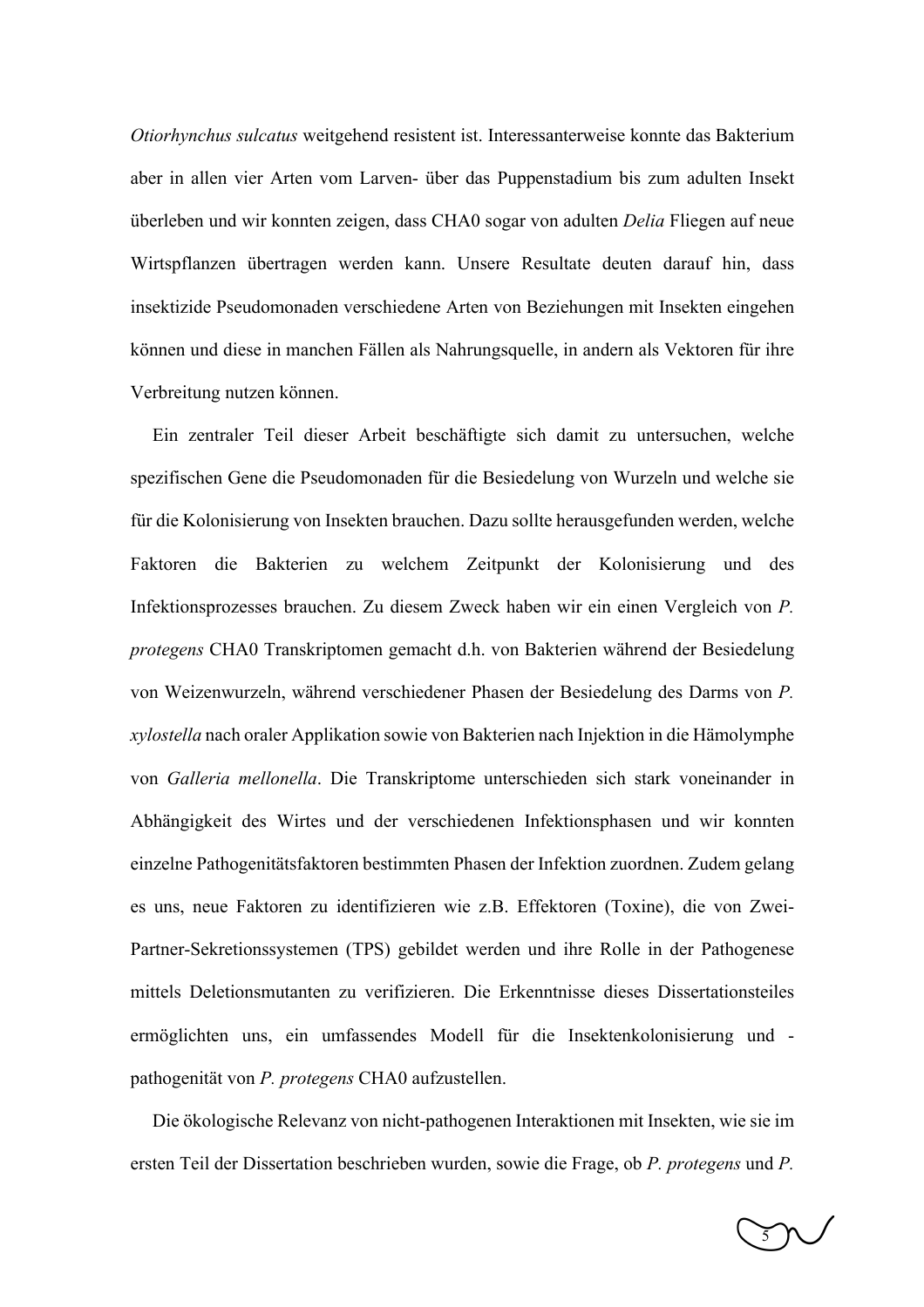*Otiorhynchus sulcatus* weitgehend resistent ist. Interessanterweise konnte das Bakterium aber in allen vier Arten vom Larven- über das Puppenstadium bis zum adulten Insekt überleben und wir konnten zeigen, dass CHA0 sogar von adulten *Delia* Fliegen auf neue Wirtspflanzen übertragen werden kann. Unsere Resultate deuten darauf hin, dass insektizide Pseudomonaden verschiedene Arten von Beziehungen mit Insekten eingehen können und diese in manchen Fällen als Nahrungsquelle, in andern als Vektoren für ihre Verbreitung nutzen können.

Ein zentraler Teil dieser Arbeit beschäftigte sich damit zu untersuchen, welche spezifischen Gene die Pseudomonaden für die Besiedelung von Wurzeln und welche sie für die Kolonisierung von Insekten brauchen. Dazu sollte herausgefunden werden, welche Faktoren die Bakterien zu welchem Zeitpunkt der Kolonisierung und des Infektionsprozesses brauchen. Zu diesem Zweck haben wir ein einen Vergleich von *P. protegens* CHA0 Transkriptomen gemacht d.h. von Bakterien während der Besiedelung von Weizenwurzeln, während verschiedener Phasen der Besiedelung des Darms von *P. xylostella* nach oraler Applikation sowie von Bakterien nach Injektion in die Hämolymphe von *Galleria mellonella*. Die Transkriptome unterschieden sich stark voneinander in Abhängigkeit des Wirtes und der verschiedenen Infektionsphasen und wir konnten einzelne Pathogenitätsfaktoren bestimmten Phasen der Infektion zuordnen. Zudem gelang es uns, neue Faktoren zu identifizieren wie z.B. Effektoren (Toxine), die von Zwei-Partner-Sekretionssystemen (TPS) gebildet werden und ihre Rolle in der Pathogenese mittels Deletionsmutanten zu verifizieren. Die Erkenntnisse dieses Dissertationsteiles ermöglichten uns, ein umfassendes Modell für die Insektenkolonisierung und -pathogenität von *P. protegens* CHA0 aufzustellen.

Die ökologische Relevanz von nicht-pathogenen Interaktionen mit Insekten, wie sie im ersten Teil der Dissertation beschrieben wurden, sowie die Frage, ob *P. protegens* und *P.*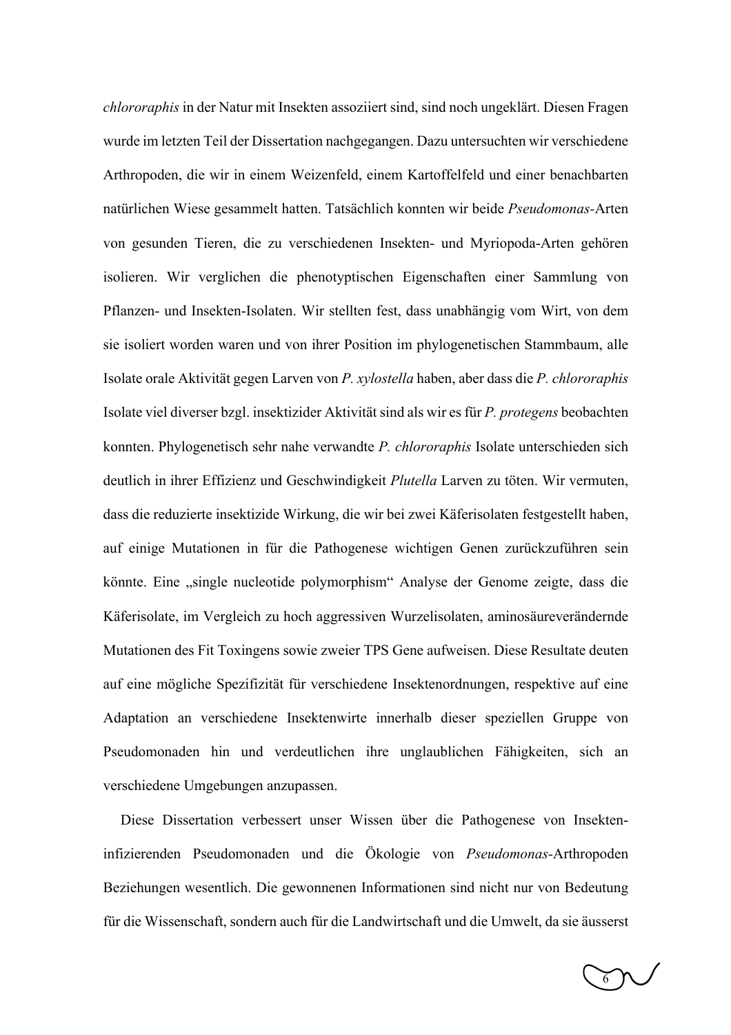*chlororaphis* in der Natur mit Insekten assoziiert sind, sind noch ungeklärt. Diesen Fragen wurde im letzten Teil der Dissertation nachgegangen. Dazu untersuchten wir verschiedene Arthropoden, die wir in einem Weizenfeld, einem Kartoffelfeld und einer benachbarten natürlichen Wiese gesammelt hatten. Tatsächlich konnten wir beide *Pseudomonas*-Arten von gesunden Tieren, die zu verschiedenen Insekten- und Myriopoda-Arten gehören isolieren. Wir verglichen die phenotyptischen Eigenschaften einer Sammlung von Pflanzen- und Insekten-Isolaten. Wir stellten fest, dass unabhängig vom Wirt, von dem sie isoliert worden waren und von ihrer Position im phylogenetischen Stammbaum, alle Isolate orale Aktivität gegen Larven von *P. xylostella* haben, aber dass die *P. chlororaphis* Isolate viel diverser bzgl. insektizider Aktivität sind als wir es für *P. protegens* beobachten konnten. Phylogenetisch sehr nahe verwandte *P. chlororaphis* Isolate unterschieden sich deutlich in ihrer Effizienz und Geschwindigkeit *Plutella* Larven zu töten. Wir vermuten, dass die reduzierte insektizide Wirkung, die wir bei zwei Käferisolaten festgestellt haben, auf einige Mutationen in für die Pathogenese wichtigen Genen zurückzuführen sein könnte. Eine „single nucleotide polymorphism" Analyse der Genome zeigte, dass die Käferisolate, im Vergleich zu hoch aggressiven Wurzelisolaten, aminosäureverändernde Mutationen des Fit Toxingens sowie zweier TPS Gene aufweisen. Diese Resultate deuten auf eine mögliche Spezifizität für verschiedene Insektenordnungen, respektive auf eine Adaptation an verschiedene Insektenwirte innerhalb dieser speziellen Gruppe von Pseudomonaden hin und verdeutlichen ihre unglaublichen Fähigkeiten, sich an verschiedene Umgebungen anzupassen.

Diese Dissertation verbessert unser Wissen über die Pathogenese von Insekten-infizierenden Pseudomonaden und die Ökologie von *Pseudomonas*-Arthropoden Beziehungen wesentlich. Die gewonnenen Informationen sind nicht nur von Bedeutung für die Wissenschaft, sondern auch für die Landwirtschaft und die Umwelt, da sie äusserst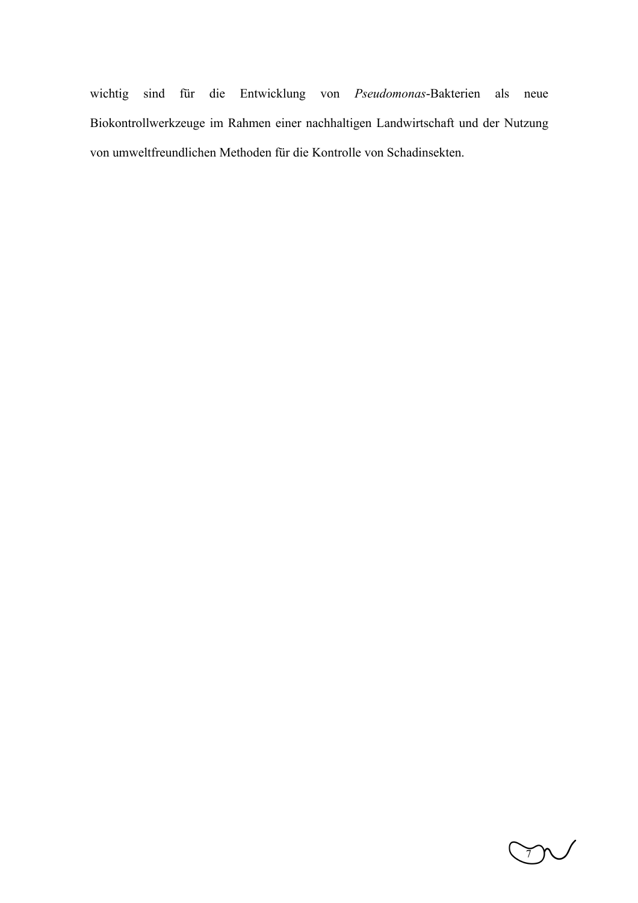wichtig sind für die Entwicklung von *Pseudomonas*-Bakterien als neue Biokontrollwerkzeuge im Rahmen einer nachhaltigen Landwirtschaft und der Nutzung von umweltfreundlichen Methoden für die Kontrolle von Schadinsekten.